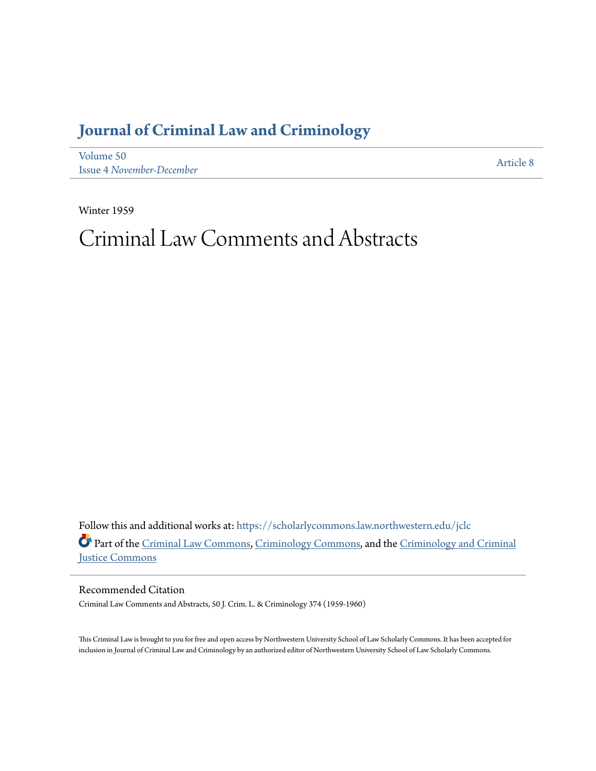# Journal of Criminal Law and Criminology

Volume 50
Issue 4 *November-December*

Article 8

Winter 1959

# Criminal Law Comments and Abstracts

Follow this and additional works at: https://scholarlycommons.law.northwestern.edu/jclc

Part of the Criminal Law Commons, Criminology Commons, and the Criminology and Criminal Justice Commons

## Recommended Citation

Criminal Law Comments and Abstracts, 50 J. Crim. L. & Criminology 374 (1959-1960)

This Criminal Law is brought to you for free and open access by Northwestern University School of Law Scholarly Commons. It has been accepted for inclusion in Journal of Criminal Law and Criminology by an authorized editor of Northwestern University School of Law Scholarly Commons.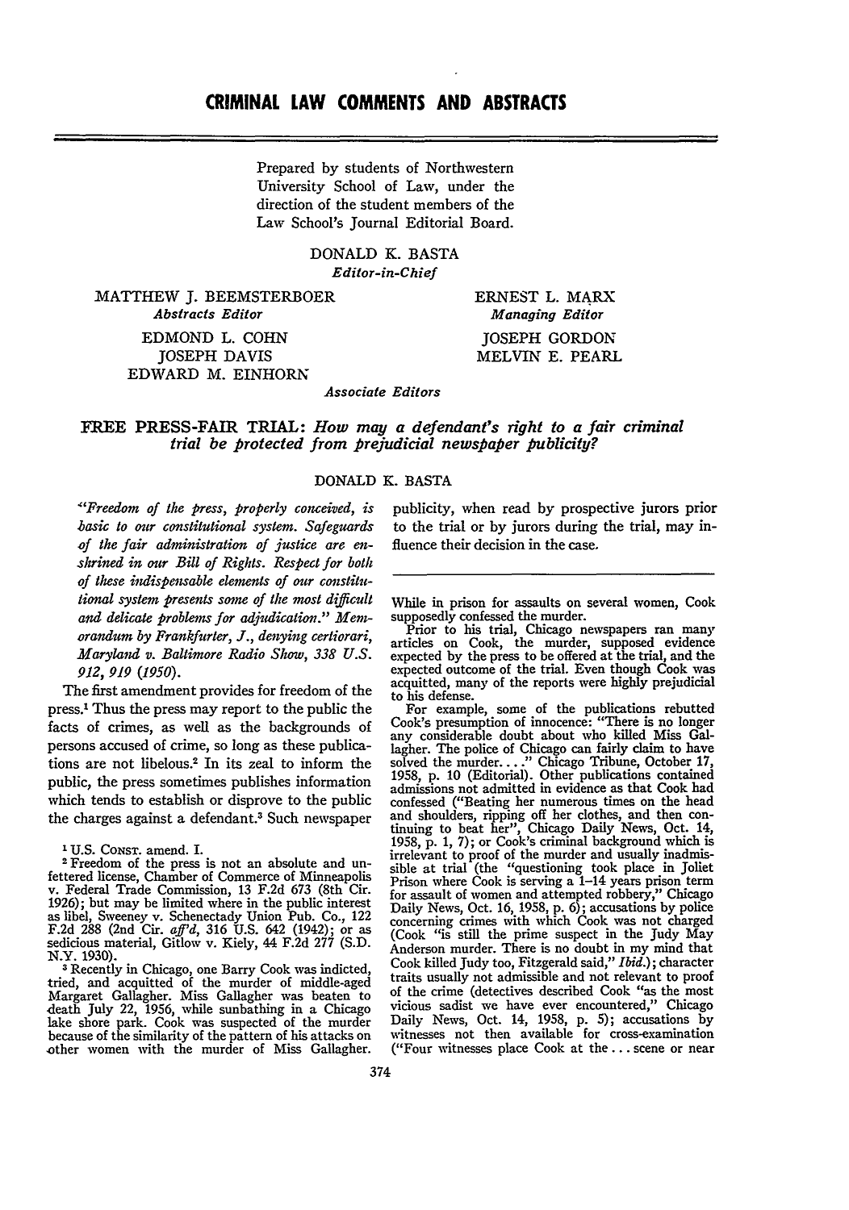# CRIMINAL LAW COMMENTS AND ABSTRACTS

Prepared by students of Northwestern University School of Law, under the direction of the student members of the Law School's Journal Editorial Board.

DONALD K. BASTA
*Editor-in-Chief*

MATTHEW J. BEEMSTERBOER
*Abstracts Editor*

ERNEST L. MARX
*Managing Editor*

EDMOND L. COHN
JOSEPH DAVIS
EDWARD M. EINHORN
JOSEPH GORDON
MELVIN E. PEARL
*Associate Editors*

## FREE PRESS-FAIR TRIAL: *How may a defendant's right to a fair criminal trial be protected from prejudicial newspaper publicity?*

DONALD K. BASTA

*"Freedom of the press, properly conceived, is basic to our constitutional system. Safeguards of the fair administration of justice are enshrined in our Bill of Rights. Respect for both of these indispensable elements of our constitutional system presents some of the most difficult and delicate problems for adjudication." Memorandum by Frankfurter, J., denying certiorari, Maryland v. Baltimore Radio Show, 338 U.S. 912, 919 (1950).*

The first amendment provides for freedom of the press.[1] Thus the press may report to the public the facts of crimes, as well as the backgrounds of persons accused of crime, so long as these publications are not libelous.[2] In its zeal to inform the public, the press sometimes publishes information which tends to establish or disprove to the public the charges against a defendant.[3] Such newspaper publicity, when read by prospective jurors prior to the trial or by jurors during the trial, may influence their decision in the case.

---

[1] U.S. CONST. amend. I.

[2] Freedom of the press is not an absolute and unfettered license, Chamber of Commerce of Minneapolis v. Federal Trade Commission, 13 F.2d 673 (8th Cir. 1926); but may be limited where in the public interest as libel, Sweeney v. Schenectady Union Pub. Co., 122 F.2d 288 (2nd Cir. *aff'd*, 316 U.S. 642 (1942); or as seditious material, Gitlow v. Kiely, 44 F.2d 277 (S.D. N.Y. 1930).

[3] Recently in Chicago, one Barry Cook was indicted, tried, and acquitted of the murder of middle-aged Margaret Gallagher. Miss Gallagher was beaten to death July 22, 1956, while sunbathing in a Chicago lake shore park. Cook was suspected of the murder because of the similarity of the pattern of his attacks on other women with the murder of Miss Gallagher. While in prison for assaults on several women, Cook supposedly confessed the murder.

Prior to his trial, Chicago newspapers ran many articles on Cook, the murder, supposed evidence expected by the press to be offered at the trial, and the expected outcome of the trial. Even though Cook was acquitted, many of the reports were highly prejudicial to his defense.

For example, some of the publications rebutted Cook's presumption of innocence: "There is no longer any considerable doubt about who killed Miss Gallagher. The police of Chicago can fairly claim to have solved the murder...." Chicago Tribune, October 17, 1958, p. 10 (Editorial). Other publications contained admissions not admitted in evidence as that Cook had confessed ("Beating her numerous times on the head and shoulders, ripping off her clothes, and then continuing to beat her", Chicago Daily News, Oct. 14, 1958, p. 1, 7); or Cook's criminal background which is irrelevant to proof of the murder and usually inadmissible at trial (the "questioning took place in Joliet Prison where Cook is serving a 1–14 years prison term for assault of women and attempted robbery," Chicago Daily News, Oct. 16, 1958, p. 6); accusations by police concerning crimes with which Cook was not charged (Cook "is still the prime suspect in the Judy May Anderson murder. There is no doubt in my mind that Cook killed Judy too, Fitzgerald said," *Ibid.*); character traits usually not admissible and not relevant to proof of the crime (detectives described Cook "as the most vicious sadist we have ever encountered," Chicago Daily News, Oct. 14, 1958, p. 5); accusations by witnesses not then available for cross-examination ("Four witnesses place Cook at the... scene or near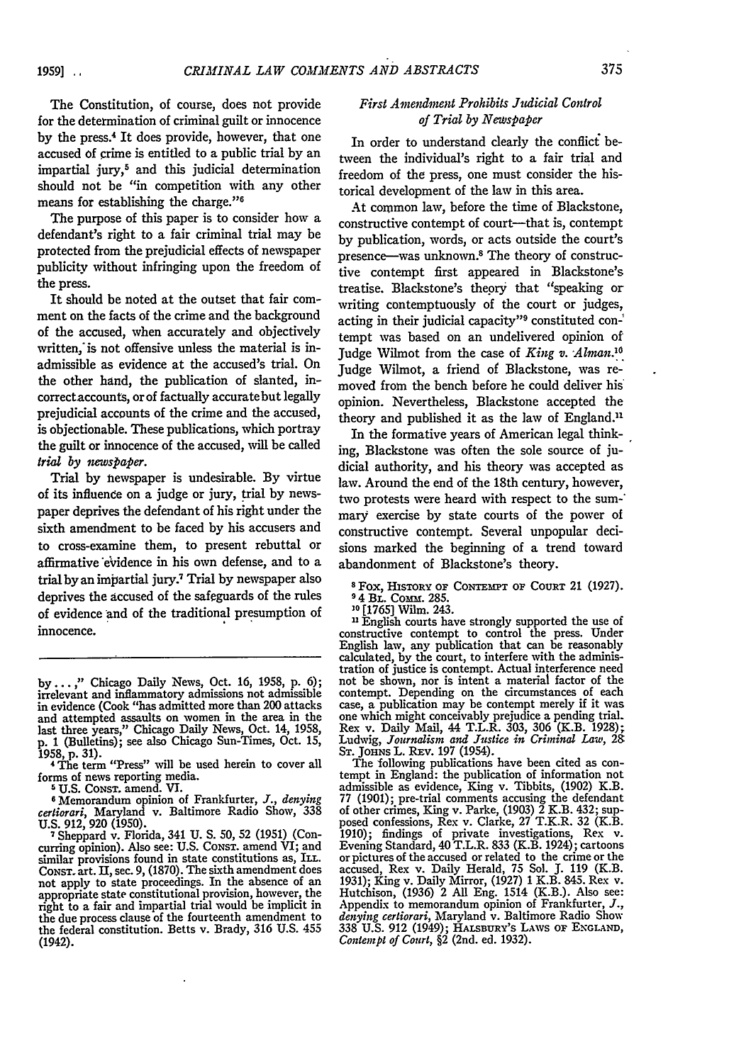The Constitution, of course, does not provide for the determination of criminal guilt or innocence by the press.[4] It does provide, however, that one accused of crime is entitled to a public trial by an impartial jury,[5] and this judicial determination should not be "in competition with any other means for establishing the charge."[6]

The purpose of this paper is to consider how a defendant's right to a fair criminal trial may be protected from the prejudicial effects of newspaper publicity without infringing upon the freedom of the press.

It should be noted at the outset that fair comment on the facts of the crime and the background of the accused, when accurately and objectively written, is not offensive unless the material is inadmissible as evidence at the accused's trial. On the other hand, the publication of slanted, incorrect accounts, or of factually accurate but legally prejudicial accounts of the crime and the accused, is objectionable. These publications, which portray the guilt or innocence of the accused, will be called *trial by newspaper*.

Trial by newspaper is undesirable. By virtue of its influence on a judge or jury, trial by newspaper deprives the defendant of his right under the sixth amendment to be faced by his accusers and to cross-examine them, to present rebuttal or affirmative evidence in his own defense, and to a trial by an impartial jury.[7] Trial by newspaper also deprives the accused of the safeguards of the rules of evidence and of the traditional presumption of innocence.

by...," Chicago Daily News, Oct. 16, 1958, p. 6); irrelevant and inflammatory admissions not admissible in evidence (Cook "has admitted more than 200 attacks and attempted assaults on women in the area in the last three years," Chicago Daily News, Oct. 14, 1958, p. 1 (Bulletins); see also Chicago Sun-Times, Oct. 15, 1958, p. 31).

[4] The term "Press" will be used herein to cover all forms of news reporting media.

[5] U.S. CONST. amend. VI.

[6] Memorandum opinion of Frankfurter, J., *denying certiorari*, Maryland v. Baltimore Radio Show, 338 U.S. 912, 920 (1950).

[7] Sheppard v. Florida, 341 U. S. 50, 52 (1951) (Concurring opinion). Also see: U.S. CONST. amend VI; and similar provisions found in state constitutions as, ILL. CONST. art. II, sec. 9, (1870). The sixth amendment does not apply to state proceedings. In the absence of an appropriate state constitutional provision, however, the right to a fair and impartial trial would be implicit in the due process clause of the fourteenth amendment to the federal constitution. Betts v. Brady, 316 U.S. 455 (1942).

## *First Amendment Prohibits Judicial Control of Trial by Newspaper*

In order to understand clearly the conflict between the individual's right to a fair trial and freedom of the press, one must consider the historical development of the law in this area.

At common law, before the time of Blackstone, constructive contempt of court—that is, contempt by publication, words, or acts outside the court's presence—was unknown.[8] The theory of constructive contempt first appeared in Blackstone's treatise. Blackstone's theory that "speaking or writing contemptuously of the court or judges, acting in their judicial capacity"[9] constituted contempt was based on an undelivered opinion of Judge Wilmot from the case of *King v. Alman*.[10] Judge Wilmot, a friend of Blackstone, was removed from the bench before he could deliver his opinion. Nevertheless, Blackstone accepted the theory and published it as the law of England.[11]

In the formative years of American legal thinking, Blackstone was often the sole source of judicial authority, and his theory was accepted as law. Around the end of the 18th century, however, two protests were heard with respect to the summary exercise by state courts of the power of constructive contempt. Several unpopular decisions marked the beginning of a trend toward abandonment of Blackstone's theory.

[8] FOX, HISTORY OF CONTEMPT OF COURT 21 (1927).

[9] 4 BL. COMM. 285.

[10] [1765] Wilm. 243.

[11] English courts have strongly supported the use of constructive contempt to control the press. Under English law, any publication that can be reasonably calculated, by the court, to interfere with the administration of justice is contempt. Actual interference need not be shown, nor is intent a material factor of the contempt. Depending on the circumstances of each case, a publication may be contempt merely if it was one which might conceivably prejudice a pending trial. Rex v. Daily Mail, 44 T.L.R. 303, 306 (K.B. 1928); Ludwig, *Journalism and Justice in Criminal Law*, 28 ST. JOHNS L. REV. 197 (1954).

The following publications have been cited as contempt in England: the publication of information not admissible as evidence, King v. Tibbits, (1902) K.B. 77 (1901); pre-trial comments accusing the defendant of other crimes, King v. Parke, (1903) 2 K.B. 432; supposed confessions, Rex v. Clarke, 27 T.K.R. 32 (K.B. 1910); findings of private investigations, Rex v. Evening Standard, 40 T.L.R. 833 (K.B. 1924); cartoons or pictures of the accused or related to the crime or the accused, Rex v. Daily Herald, 75 Sol. J. 119 (K.B. 1931); King v. Daily Mirror, (1927) 1 K.B. 845. Rex v. Hutchison, (1936) 2 All Eng. 1514 (K.B.). Also see: Appendix to memorandum opinion of Frankfurter, J., *denying certiorari*, Maryland v. Baltimore Radio Show 338 U.S. 912 (1949); HALSBURY'S LAWS OF ENGLAND, *Contempt of Court*, §2 (2nd. ed. 1932).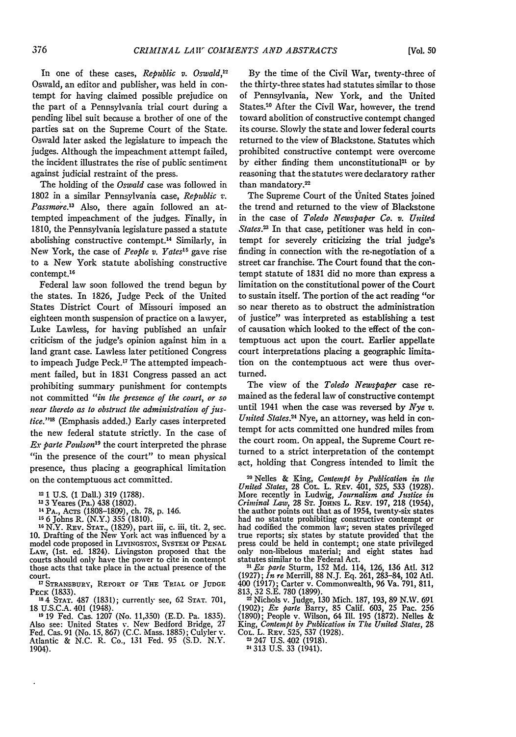In one of these cases, *Republic v. Oswald*,[12] Oswald, an editor and publisher, was held in contempt for having claimed possible prejudice on the part of a Pennsylvania trial court during a pending libel suit because a brother of one of the parties sat on the Supreme Court of the State. Oswald later asked the legislature to impeach the judges. Although the impeachment attempt failed, the incident illustrates the rise of public sentiment against judicial restraint of the press.

The holding of the *Oswald* case was followed in 1802 in a similar Pennsylvania case, *Republic v. Passmore*.[13] Also, there again followed an attempted impeachment of the judges. Finally, in 1810, the Pennsylvania legislature passed a statute abolishing constructive contempt.[14] Similarly, in New York, the case of *People v. Yates*[15] gave rise to a New York statute abolishing constructive contempt.[16]

Federal law soon followed the trend begun by the states. In 1826, Judge Peck of the United States District Court of Missouri imposed an eighteen month suspension of practice on a lawyer, Luke Lawless, for having published an unfair criticism of the judge's opinion against him in a land grant case. Lawless later petitioned Congress to impeach Judge Peck.[17] The attempted impeachment failed, but in 1831 Congress passed an act prohibiting summary punishment for contempts not committed *"in the presence of the court, or so near thereto as to obstruct the administration of justice."*[18] (Emphasis added.) Early cases interpreted the new federal statute strictly. In the case of *Ex parte Poulson*[19] the court interpreted the phrase "in the presence of the court" to mean physical presence, thus placing a geographical limitation on the contemptuous act committed.

By the time of the Civil War, twenty-three of the thirty-three states had statutes similar to those of Pennsylvania, New York, and the United States.[20] After the Civil War, however, the trend toward abolition of constructive contempt changed its course. Slowly the state and lower federal courts returned to the view of Blackstone. Statutes which prohibited constructive contempt were overcome by either finding them unconstitutional[21] or by reasoning that the statutes were declaratory rather than mandatory.[22]

The Supreme Court of the United States joined the trend and returned to the view of Blackstone in the case of *Toledo Newspaper Co. v. United States*.[23] In that case, petitioner was held in contempt for severely criticizing the trial judge's finding in connection with the re-negotiation of a street car franchise. The Court found that the contempt statute of 1831 did no more than express a limitation on the constitutional power of the Court to sustain itself. The portion of the act reading "or so near thereto as to obstruct the administration of justice" was interpreted as establishing a test of causation which looked to the effect of the contemptuous act upon the court. Earlier appellate court interpretations placing a geographic limitation on the contemptuous act were thus overturned.

The view of the *Toledo Newspaper* case remained as the federal law of constructive contempt until 1941 when the case was reversed by *Nye v. United States*.[24] Nye, an attorney, was held in contempt for acts committed one hundred miles from the court room. On appeal, the Supreme Court returned to a strict interpretation of the contempt act, holding that Congress intended to limit the

[12] 1 U.S. (1 Dall.) 319 (1788).

[13] 3 Yeares (Pa.) 438 (1802).

[14] PA., ACTS (1808–1809), ch. 78, p. 146.

[15] 6 Johns R. (N.Y.) 355 (1810).

[16] N.Y. REV. STAT., (1829), part iii, c. iii, tit. 2, sec. 10. Drafting of the New York act was influenced by a model code proposed in LIVINGSTON, SYSTEM OF PENAL LAW, (1st. ed. 1824). Livingston proposed that the courts should only have the power to cite in contempt those acts that take place in the actual presence of the court.

[17] STRANSBURY, REPORT OF THE TRIAL OF JUDGE PECK (1833).

[18] 4 STAT. 487 (1831); currently see, 62 STAT. 701, 18 U.S.C.A. 401 (1948).

[19] 19 Fed. Cas. 1207 (No. 11,350) (E.D. Pa. 1835). Also see: United States v. New Bedford Bridge, 27 Fed. Cas. 91 (No. 15, 867) (C.C. Mass. 1885); Culyler v. Atlantic & N.C. R. Co., 131 Fed. 95 (S.D. N.Y. 1904).

[20] Nelles & King, *Contempt by Publication in the United States*, 28 COL. L. REV. 401, 525, 533 (1928). More recently in Ludwig, *Journalism and Justice in Criminal Law*, 28 ST. JOHNS L. REV. 197, 218 (1954), the author points out that as of 1954, twenty-six states had no statute prohibiting constructive contempt or had codified the common law; seven states privileged true reports; six states by statute provided that the press could be held in contempt; one state privileged only non-libelous material; and eight states had statutes similar to the Federal Act.

[21] *Ex parte* Sturm, 152 Md. 114, 126, 136 Atl. 312 (1927); *In re* Merrill, 88 N.J. Eq. 261, 283–84, 102 Atl. 400 (1917); Carter v. Commonwealth, 96 Va. 791, 811, 813, 32 S.E. 780 (1899).

[22] Nichols v. Judge, 130 Mich. 187, 193, 89 N.W. 691 (1902); *Ex parte* Barry, 85 Calif. 603, 25 Pac. 256 (1890); People v. Wilson, 64 Ill. 195 (1872). Nelles & King, *Contempt by Publication in The United States*, 28 COL. L. REV. 525, 537 (1928).

[23] 247 U.S. 402 (1918).

[24] 313 U.S. 33 (1941).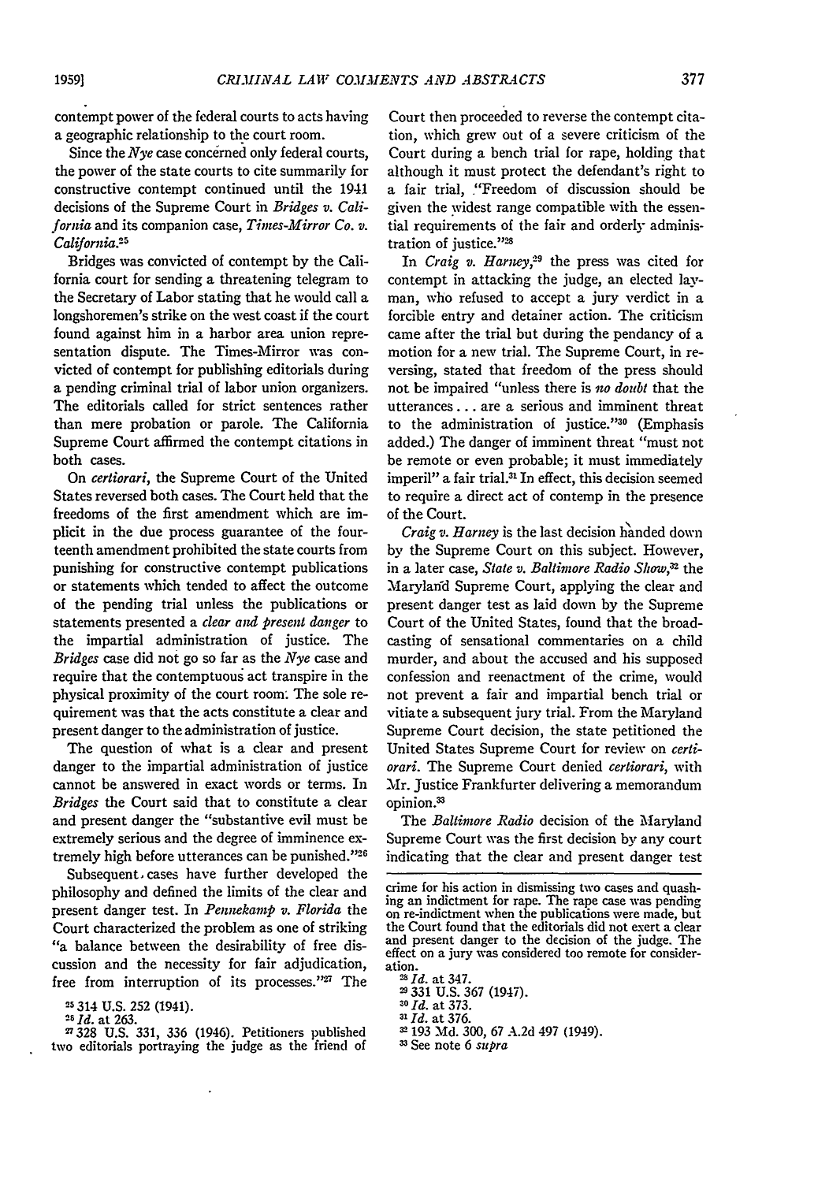contempt power of the federal courts to acts having a geographic relationship to the court room.

Since the *Nye* case concerned only federal courts, the power of the state courts to cite summarily for constructive contempt continued until the 1941 decisions of the Supreme Court in *Bridges v. California* and its companion case, *Times-Mirror Co. v. California*.[25]

Bridges was convicted of contempt by the California court for sending a threatening telegram to the Secretary of Labor stating that he would call a longshoremen's strike on the west coast if the court found against him in a harbor area union representation dispute. The Times-Mirror was convicted of contempt for publishing editorials during a pending criminal trial of labor union organizers. The editorials called for strict sentences rather than mere probation or parole. The California Supreme Court affirmed the contempt citations in both cases.

On *certiorari*, the Supreme Court of the United States reversed both cases. The Court held that the freedoms of the first amendment which are implicit in the due process guarantee of the fourteenth amendment prohibited the state courts from punishing for constructive contempt publications or statements which tended to affect the outcome of the pending trial unless the publications or statements presented a *clear and present danger* to the impartial administration of justice. The *Bridges* case did not go so far as the *Nye* case and require that the contemptuous act transpire in the physical proximity of the court room. The sole requirement was that the acts constitute a clear and present danger to the administration of justice.

The question of what is a clear and present danger to the impartial administration of justice cannot be answered in exact words or terms. In *Bridges* the Court said that to constitute a clear and present danger the "substantive evil must be extremely serious and the degree of imminence extremely high before utterances can be punished."[26]

Subsequent cases have further developed the philosophy and defined the limits of the clear and present danger test. In *Pennekamp v. Florida* the Court characterized the problem as one of striking "a balance between the desirability of free discussion and the necessity for fair adjudication, free from interruption of its processes."[27] The Court then proceeded to reverse the contempt citation, which grew out of a severe criticism of the Court during a bench trial for rape, holding that although it must protect the defendant's right to a fair trial, "Freedom of discussion should be given the widest range compatible with the essential requirements of the fair and orderly administration of justice."[28]

In *Craig v. Harney*,[29] the press was cited for contempt in attacking the judge, an elected layman, who refused to accept a jury verdict in a forcible entry and detainer action. The criticism came after the trial but during the pendancy of a motion for a new trial. The Supreme Court, in reversing, stated that freedom of the press should not be impaired "unless there is *no doubt* that the utterances... are a serious and imminent threat to the administration of justice."[30] (Emphasis added.) The danger of imminent threat "must not be remote or even probable; it must immediately imperil" a fair trial.[31] In effect, this decision seemed to require a direct act of contemp in the presence of the Court.

*Craig v. Harney* is the last decision handed down by the Supreme Court on this subject. However, in a later case, *State v. Baltimore Radio Show*,[32] the Maryland Supreme Court, applying the clear and present danger test as laid down by the Supreme Court of the United States, found that the broadcasting of sensational commentaries on a child murder, and about the accused and his supposed confession and reenactment of the crime, would not prevent a fair and impartial bench trial or vitiate a subsequent jury trial. From the Maryland Supreme Court decision, the state petitioned the United States Supreme Court for review on *certiorari*. The Supreme Court denied *certiorari*, with Mr. Justice Frankfurter delivering a memorandum opinion.[33]

The *Baltimore Radio* decision of the Maryland Supreme Court was the first decision by any court indicating that the clear and present danger test

---

[25] 314 U.S. 252 (1941).

[26] *Id.* at 263.

[27] 328 U.S. 331, 336 (1946). Petitioners published two editorials portraying the judge as the friend of crime for his action in dismissing two cases and quashing an indictment for rape. The rape case was pending on re-indictment when the publications were made, but the Court found that the editorials did not exert a clear and present danger to the decision of the judge. The effect on a jury was considered too remote for consideration.

[28] *Id.* at 347.

[29] 331 U.S. 367 (1947).

[30] *Id.* at 373.

[31] *Id.* at 376.

[32] 193 Md. 300, 67 A.2d 497 (1949).

[33] See note 6 *supra*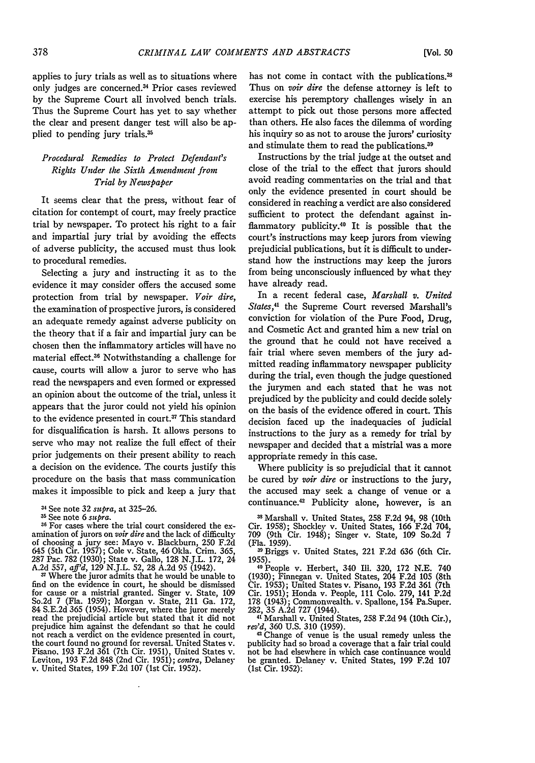applies to jury trials as well as to situations where only judges are concerned.[34] Prior cases reviewed by the Supreme Court all involved bench trials. Thus the Supreme Court has yet to say whether the clear and present danger test will also be applied to pending jury trials.[35]

### *Procedural Remedies to Protect Defendant's Rights Under the Sixth Amendment from Trial by Newspaper*

It seems clear that the press, without fear of citation for contempt of court, may freely practice trial by newspaper. To protect his right to a fair and impartial jury trial by avoiding the effects of adverse publicity, the accused must thus look to procedural remedies.

Selecting a jury and instructing it as to the evidence it may consider offers the accused some protection from trial by newspaper. *Voir dire*, the examination of prospective jurors, is considered an adequate remedy against adverse publicity on the theory that if a fair and impartial jury can be chosen then the inflammatory articles will have no material effect.[36] Notwithstanding a challenge for cause, courts will allow a juror to serve who has read the newspapers and even formed or expressed an opinion about the outcome of the trial, unless it appears that the juror could not yield his opinion to the evidence presented in court.[37] This standard for disqualification is harsh. It allows persons to serve who may not realize the full effect of their prior judgements on their present ability to reach a decision on the evidence. The courts justify this procedure on the basis that mass communication makes it impossible to pick and keep a jury that has not come in contact with the publications.[38] Thus on *voir dire* the defense attorney is left to exercise his peremptory challenges wisely in an attempt to pick out those persons more affected than others. He also faces the dilemma of wording his inquiry so as not to arouse the jurors' curiosity and stimulate them to read the publications.[39]

Instructions by the trial judge at the outset and close of the trial to the effect that jurors should avoid reading commentaries on the trial and that only the evidence presented in court should be considered in reaching a verdict are also considered sufficient to protect the defendant against inflammatory publicity.[40] It is possible that the court's instructions may keep jurors from viewing prejudicial publications, but it is difficult to understand how the instructions may keep the jurors from being unconsciously influenced by what they have already read.

In a recent federal case, *Marshall v. United States*,[41] the Supreme Court reversed Marshall's conviction for violation of the Pure Food, Drug, and Cosmetic Act and granted him a new trial on the ground that he could not have received a fair trial where seven members of the jury admitted reading inflammatory newspaper publicity during the trial, even though the judge questioned the jurymen and each stated that he was not prejudiced by the publicity and could decide solely on the basis of the evidence offered in court. This decision faced up the inadequacies of judicial instructions to the jury as a remedy for trial by newspaper and decided that a mistrial was a more appropriate remedy in this case.

Where publicity is so prejudicial that it cannot be cured by *voir dire* or instructions to the jury, the accused may seek a change of venue or a continuance.[42] Publicity alone, however, is an

---

[34] See note 32 *supra*, at 325–26.

[35] See note 6 *supra*.

[36] For cases where the trial court considered the examination of jurors on *voir dire* and the lack of difficulty of choosing a jury see: Mayo v. Blackburn, 250 F.2d 645 (5th Cir. 1957); Cole v. State, 46 Okla. Crim. 365, 287 Pac. 782 (1930); State v. Gallo, 128 N.J.L. 172, 24 A.2d 557, *aff'd*, 129 N.J.L. 52, 28 A.2d 95 (1942).

[37] Where the juror admits that he would be unable to find on the evidence in court, he should be dismissed for cause or a mistrial granted. Singer v. State, 109 So.2d 7 (Fla. 1959); Morgan v. State, 211 Ga. 172, 84 S.E.2d 365 (1954). However, where the juror merely read the prejudicial article but stated that it did not prejudice him against the defendant so that he could not reach a verdict on the evidence presented in court, the court found no ground for reversal. United States v. Pisano, 193 F.2d 361 (7th Cir. 1951), United States v. Leviton, 193 F.2d 848 (2nd Cir. 1951); *contra*, Delaney v. United States, 199 F.2d 107 (1st Cir. 1952).

[38] Marshall v. United States, 258 F.2d 94, 98 (10th Cir. 1958); Shockley v. United States, 166 F.2d 704, 709 (9th Cir. 1948); Singer v. State, 109 So.2d 7 (Fla. 1959).

[39] Briggs v. United States, 221 F.2d 636 (6th Cir. 1955).

[40] People v. Herbert, 340 Ill. 320, 172 N.E. 740 (1930); Finnegan v. United States, 204 F.2d 105 (8th Cir. 1953); United States v. Pisano, 193 F.2d 361 (7th Cir. 1951); Honda v. People, 111 Colo. 279, 141 P.2d 178 (1943); Commonwealth. v. Spallone, 154 Pa.Super. 282, 35 A.2d 727 (1944).

[41] Marshall v. United States, 258 F.2d 94 (10th Cir.), *rev'd*, 360 U.S. 310 (1959).

[42] Change of venue is the usual remedy unless the publicity had so broad a coverage that a fair trial could not be had elsewhere in which case continuance would be granted. Delaney v. United States, 199 F.2d 107 (1st Cir. 1952).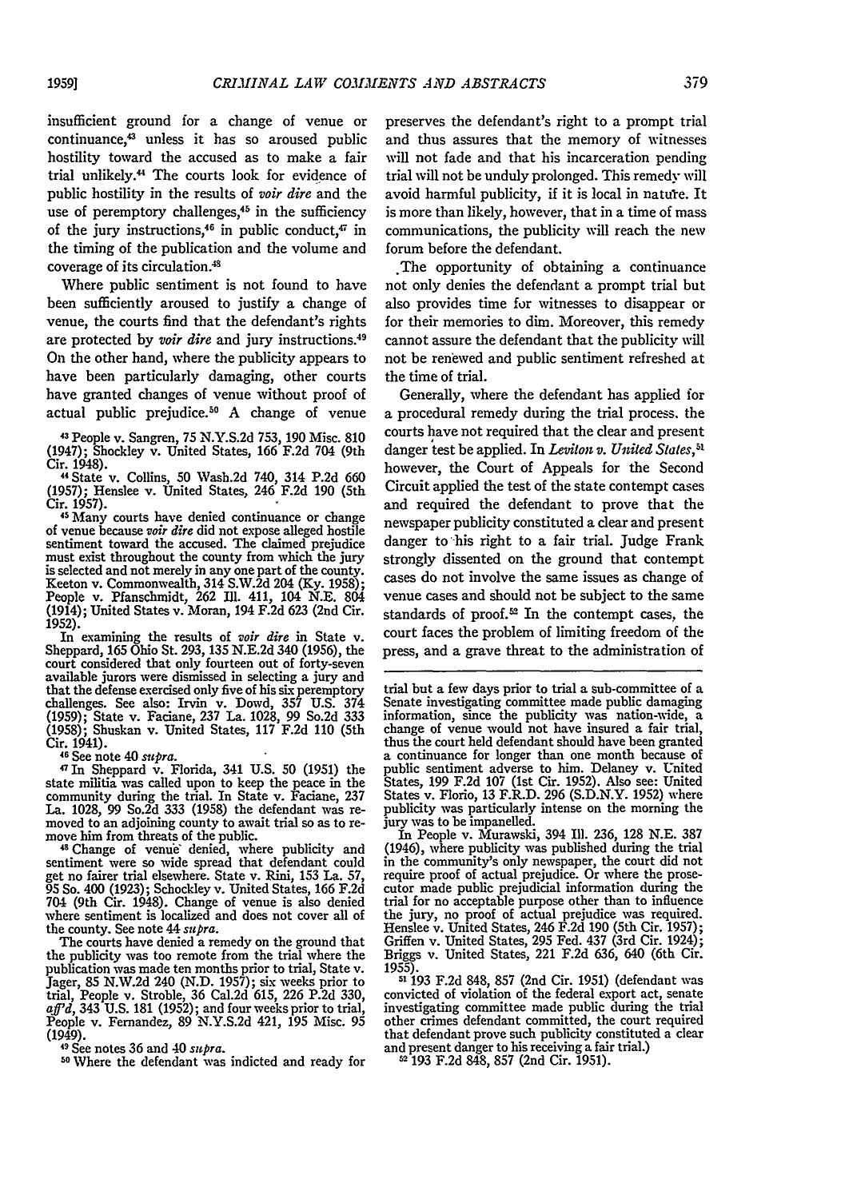insufficient ground for a change of venue or continuance,[43] unless it has so aroused public hostility toward the accused as to make a fair trial unlikely.[44] The courts look for evidence of public hostility in the results of *voir dire* and the use of peremptory challenges,[45] in the sufficiency of the jury instructions,[46] in public conduct,[47] in the timing of the publication and the volume and coverage of its circulation.[48]

Where public sentiment is not found to have been sufficiently aroused to justify a change of venue, the courts find that the defendant's rights are protected by *voir dire* and jury instructions.[49] On the other hand, where the publicity appears to have been particularly damaging, other courts have granted changes of venue without proof of actual public prejudice.[50] A change of venue preserves the defendant's right to a prompt trial and thus assures that the memory of witnesses will not fade and that his incarceration pending trial will not be unduly prolonged. This remedy will avoid harmful publicity, if it is local in nature. It is more than likely, however, that in a time of mass communications, the publicity will reach the new forum before the defendant.

The opportunity of obtaining a continuance not only denies the defendant a prompt trial but also provides time for witnesses to disappear or for their memories to dim. Moreover, this remedy cannot assure the defendant that the publicity will not be renewed and public sentiment refreshed at the time of trial.

Generally, where the defendant has applied for a procedural remedy during the trial process, the courts have not required that the clear and present danger test be applied. In *Leviton v. United States*,[51] however, the Court of Appeals for the Second Circuit applied the test of the state contempt cases and required the defendant to prove that the newspaper publicity constituted a clear and present danger to his right to a fair trial. Judge Frank strongly dissented on the ground that contempt cases do not involve the same issues as change of venue cases and should not be subject to the same standards of proof.[52] In the contempt cases, the court faces the problem of limiting freedom of the press, and a grave threat to the administration of

---

[43] People v. Sangren, 75 N.Y.S.2d 753, 190 Misc. 810 (1947); Shockley v. United States, 166 F.2d 704 (9th Cir. 1948).

[44] State v. Collins, 50 Wash.2d 740, 314 P.2d 660 (1957); Henslee v. United States, 246 F.2d 190 (5th Cir. 1957).

[45] Many courts have denied continuance or change of venue because *voir dire* did not expose alleged hostile sentiment toward the accused. The claimed prejudice must exist throughout the county from which the jury is selected and not merely in any one part of the county. Keeton v. Commonwealth, 314 S.W.2d 204 (Ky. 1958); People v. Pfanschmidt, 262 Ill. 411, 104 N.E. 804 (1914); United States v. Moran, 194 F.2d 623 (2nd Cir. 1952).

In examining the results of *voir dire* in State v. Sheppard, 165 Ohio St. 293, 135 N.E.2d 340 (1956), the court considered that only fourteen out of forty-seven available jurors were dismissed in selecting a jury and that the defense exercised only five of his six peremptory challenges. See also: Irvin v. Dowd, 357 U.S. 374 (1959); State v. Faciane, 237 La. 1028, 99 So.2d 333 (1958); Shuskan v. United States, 117 F.2d 110 (5th Cir. 1941).

[46] See note 40 *supra*.

[47] In Sheppard v. Florida, 341 U.S. 50 (1951) the state militia was called upon to keep the peace in the community during the trial. In State v. Faciane, 237 La. 1028, 99 So.2d 333 (1958) the defendant was removed to an adjoining county to await trial so as to remove him from threats of the public.

[48] Change of venue denied, where publicity and sentiment were so wide spread that defendant could get no fairer trial elsewhere. State v. Rini, 153 La. 57, 95 So. 400 (1923); Schockley v. United States, 166 F.2d 704 (9th Cir. 1948). Change of venue is also denied where sentiment is localized and does not cover all of the county. See note 44 *supra*.

The courts have denied a remedy on the ground that the publicity was too remote from the trial where the publication was made ten months prior to trial, State v. Jager, 85 N.W.2d 240 (N.D. 1957); six weeks prior to trial, People v. Stroble, 36 Cal.2d 615, 226 P.2d 330, *aff'd*, 343 U.S. 181 (1952); and four weeks prior to trial, People v. Fernandez, 89 N.Y.S.2d 421, 195 Misc. 95 (1949).

[49] See notes 36 and 40 *supra*.

[50] Where the defendant was indicted and ready for trial but a few days prior to trial a sub-committee of a Senate investigating committee made public damaging information, since the publicity was nation-wide, a change of venue would not have insured a fair trial, thus the court held defendant should have been granted a continuance for longer than one month because of public sentiment adverse to him. Delaney v. United States, 199 F.2d 107 (1st Cir. 1952). Also see: United States v. Florio, 13 F.R.D. 296 (S.D.N.Y. 1952) where publicity was particularly intense on the morning the jury was to be impanelled.

In People v. Murawski, 394 Ill. 236, 128 N.E. 387 (1946), where publicity was published during the trial in the community's only newspaper, the court did not require proof of actual prejudice. Or where the prosecutor made public prejudicial information during the trial for no acceptable purpose other than to influence the jury, no proof of actual prejudice was required. Henslee v. United States, 246 F.2d 190 (5th Cir. 1957); Griffen v. United States, 295 Fed. 437 (3rd Cir. 1924); Briggs v. United States, 221 F.2d 636, 640 (6th Cir. 1955).

[51] 193 F.2d 848, 857 (2nd Cir. 1951) (defendant was convicted of violation of the federal export act, senate investigating committee made public during the trial other crimes defendant committed, the court required that defendant prove such publicity constituted a clear and present danger to his receiving a fair trial.)

[52] 193 F.2d 848, 857 (2nd Cir. 1951).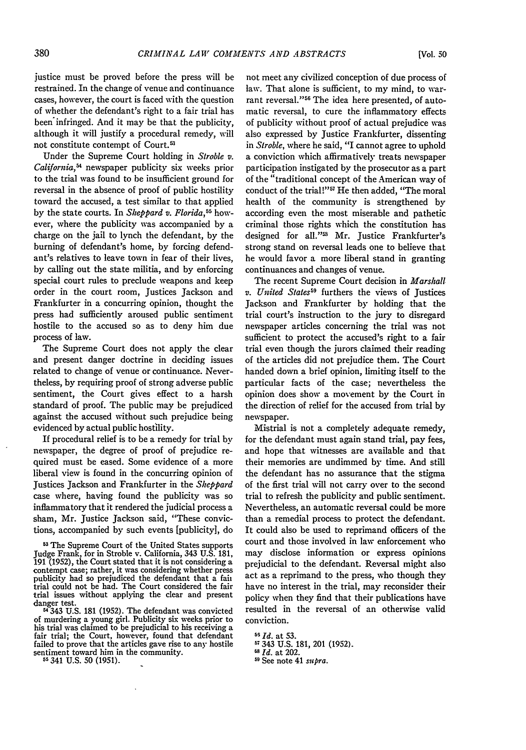justice must be proved before the press will be restrained. In the change of venue and continuance cases, however, the court is faced with the question of whether the defendant's right to a fair trial has been infringed. And it may be that the publicity, although it will justify a procedural remedy, will not constitute contempt of Court.[53]

Under the Supreme Court holding in *Stroble v. California*,[54] newspaper publicity six weeks prior to the trial was found to be insufficient ground for reversal in the absence of proof of public hostility toward the accused, a test similar to that applied by the state courts. In *Sheppard v. Florida*,[55] however, where the publicity was accompanied by a charge on the jail to lynch the defendant, by the burning of defendant's home, by forcing defendant's relatives to leave town in fear of their lives, by calling out the state militia, and by enforcing special court rules to preclude weapons and keep order in the court room, Justices Jackson and Frankfurter in a concurring opinion, thought the press had sufficiently aroused public sentiment hostile to the accused so as to deny him due process of law.

The Supreme Court does not apply the clear and present danger doctrine in deciding issues related to change of venue or continuance. Nevertheless, by requiring proof of strong adverse public sentiment, the Court gives effect to a harsh standard of proof. The public may be prejudiced against the accused without such prejudice being evidenced by actual public hostility.

If procedural relief is to be a remedy for trial by newspaper, the degree of proof of prejudice required must be eased. Some evidence of a more liberal view is found in the concurring opinion of Justices Jackson and Frankfurter in the *Sheppard* case where, having found the publicity was so inflammatory that it rendered the judicial process a sham, Mr. Justice Jackson said, "These convictions, accompanied by such events [publicity], do not meet any civilized conception of due process of law. That alone is sufficient, to my mind, to warrant reversal."[56] The idea here presented, of automatic reversal, to cure the inflammatory effects of publicity without proof of actual prejudice was also expressed by Justice Frankfurter, dissenting in *Stroble*, where he said, "I cannot agree to uphold a conviction which affirmatively treats newspaper participation instigated by the prosecutor as a part of the "traditional concept of the American way of conduct of the trial!"[57] He then added, "The moral health of the community is strengthened by according even the most miserable and pathetic criminal those rights which the constitution has designed for all."[58] Mr. Justice Frankfurter's strong stand on reversal leads one to believe that he would favor a more liberal stand in granting continuances and changes of venue.

The recent Supreme Court decision in *Marshall v. United States*[59] furthers the views of Justices Jackson and Frankfurter by holding that the trial court's instruction to the jury to disregard newspaper articles concerning the trial was not sufficient to protect the accused's right to a fair trial even though the jurors claimed their reading of the articles did not prejudice them. The Court handed down a brief opinion, limiting itself to the particular facts of the case; nevertheless the opinion does show a movement by the Court in the direction of relief for the accused from trial by newspaper.

Mistrial is not a completely adequate remedy, for the defendant must again stand trial, pay fees, and hope that witnesses are available and that their memories are undimmed by time. And still the defendant has no assurance that the stigma of the first trial will not carry over to the second trial to refresh the publicity and public sentiment. Nevertheless, an automatic reversal could be more than a remedial process to protect the defendant. It could also be used to reprimand officers of the court and those involved in law enforcement who may disclose information or express opinions prejudicial to the defendant. Reversal might also act as a reprimand to the press, who though they have no interest in the trial, may reconsider their policy when they find that their publications have resulted in the reversal of an otherwise valid conviction.

---

[53] The Supreme Court of the United States supports Judge Frank, for in Stroble v. California, 343 U.S. 181, 191 (1952), the Court stated that it is not considering a contempt case; rather, it was considering whether press publicity had so prejudiced the defendant that a fair trial could not be had. The Court considered the fair trial issues without applying the clear and present danger test.

[54] 343 U.S. 181 (1952). The defendant was convicted of murdering a young girl. Publicity six weeks prior to his trial was claimed to be prejudicial to his receiving a fair trial; the Court, however, found that defendant failed to prove that the articles gave rise to any hostile sentiment toward him in the community.

[55] 341 U.S. 50 (1951).

[56] *Id.* at 53.

[57] 343 U.S. 181, 201 (1952).

[58] *Id.* at 202.

[59] See note 41 *supra*.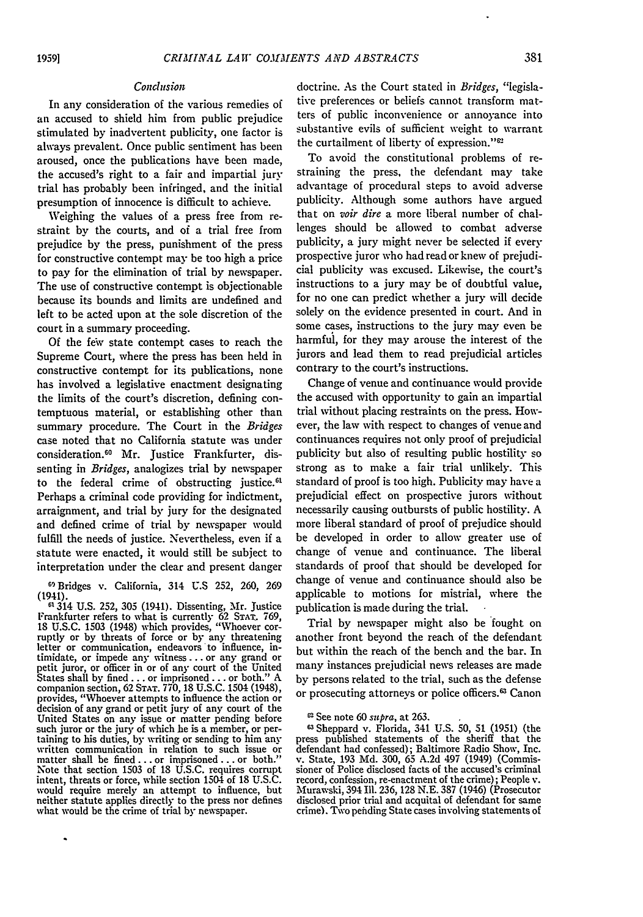### *Conclusion*

In any consideration of the various remedies of an accused to shield him from public prejudice stimulated by inadvertent publicity, one factor is always prevalent. Once public sentiment has been aroused, once the publications have been made, the accused's right to a fair and impartial jury trial has probably been infringed, and the initial presumption of innocence is difficult to achieve.

Weighing the values of a press free from restraint by the courts, and of a trial free from prejudice by the press, punishment of the press for constructive contempt may be too high a price to pay for the elimination of trial by newspaper. The use of constructive contempt is objectionable because its bounds and limits are undefined and left to be acted upon at the sole discretion of the court in a summary proceeding.

Of the few state contempt cases to reach the Supreme Court, where the press has been held in constructive contempt for its publications, none has involved a legislative enactment designating the limits of the court's discretion, defining contemptuous material, or establishing other than summary procedure. The Court in the *Bridges* case noted that no California statute was under consideration.[60] Mr. Justice Frankfurter, dissenting in *Bridges*, analogizes trial by newspaper to the federal crime of obstructing justice.[61] Perhaps a criminal code providing for indictment, arraignment, and trial by jury for the designated and defined crime of trial by newspaper would fulfill the needs of justice. Nevertheless, even if a statute were enacted, it would still be subject to interpretation under the clear and present danger doctrine. As the Court stated in *Bridges*, "legislative preferences or beliefs cannot transform matters of public inconvenience or annoyance into substantive evils of sufficient weight to warrant the curtailment of liberty of expression."[62]

To avoid the constitutional problems of restraining the press, the defendant may take advantage of procedural steps to avoid adverse publicity. Although some authors have argued that on *voir dire* a more liberal number of challenges should be allowed to combat adverse publicity, a jury might never be selected if every prospective juror who had read or knew of prejudicial publicity was excused. Likewise, the court's instructions to a jury may be of doubtful value, for no one can predict whether a jury will decide solely on the evidence presented in court. And in some cases, instructions to the jury may even be harmful, for they may arouse the interest of the jurors and lead them to read prejudicial articles contrary to the court's instructions.

Change of venue and continuance would provide the accused with opportunity to gain an impartial trial without placing restraints on the press. However, the law with respect to changes of venue and continuances requires not only proof of prejudicial publicity but also of resulting public hostility so strong as to make a fair trial unlikely. This standard of proof is too high. Publicity may have a prejudicial effect on prospective jurors without necessarily causing outbursts of public hostility. A more liberal standard of proof of prejudice should be developed in order to allow greater use of change of venue and continuance. The liberal standards of proof that should be developed for change of venue and continuance should also be applicable to motions for mistrial, where the publication is made during the trial.

Trial by newspaper might also be fought on another front beyond the reach of the defendant but within the reach of the bench and the bar. In many instances prejudicial news releases are made by persons related to the trial, such as the defense or prosecuting attorneys or police officers.[63] Canon

---

[60] Bridges v. California, 314 U.S 252, 260, 269 (1941).

[61] 314 U.S. 252, 305 (1941). Dissenting, Mr. Justice Frankfurter refers to what is currently 62 STAT. 769, 18 U.S.C. 1503 (1948) which provides, "Whoever corruptly or by threats of force or by any threatening letter or communication, endeavors to influence, intimidate, or impede any witness ... or any grand or petit juror, or officer in or of any court of the United States shall by fined ... or imprisoned ... or both." A companion section, 62 STAT. 770, 18 U.S.C. 1504 (1948), provides, "Whoever attempts to influence the action or decision of any grand or petit jury of any court of the United States on any issue or matter pending before such juror or the jury of which he is a member, or pertaining to his duties, by writing or sending to him any written communication in relation to such issue or matter shall be fined ... or imprisoned ... or both." Note that section 1503 of 18 U.S.C. requires corrupt intent, threats or force, while section 1504 of 18 U.S.C. would require merely an attempt to influence, but neither statute applies directly to the press nor defines what would be the crime of trial by newspaper.

[62] See note 60 *supra*, at 263.

[63] Sheppard v. Florida, 341 U.S. 50, 51 (1951) (the press published statements of the sheriff that the defendant had confessed); Baltimore Radio Show, Inc. v. State, 193 Md. 300, 65 A.2d 497 (1949) (Commissioner of Police disclosed facts of the accused's criminal record, confession, re-enactment of the crime); People v. Murawski, 394 Ill. 236, 128 N.E. 387 (1946) (Prosecutor disclosed prior trial and acquital of defendant for same crime). Two pending State cases involving statements of